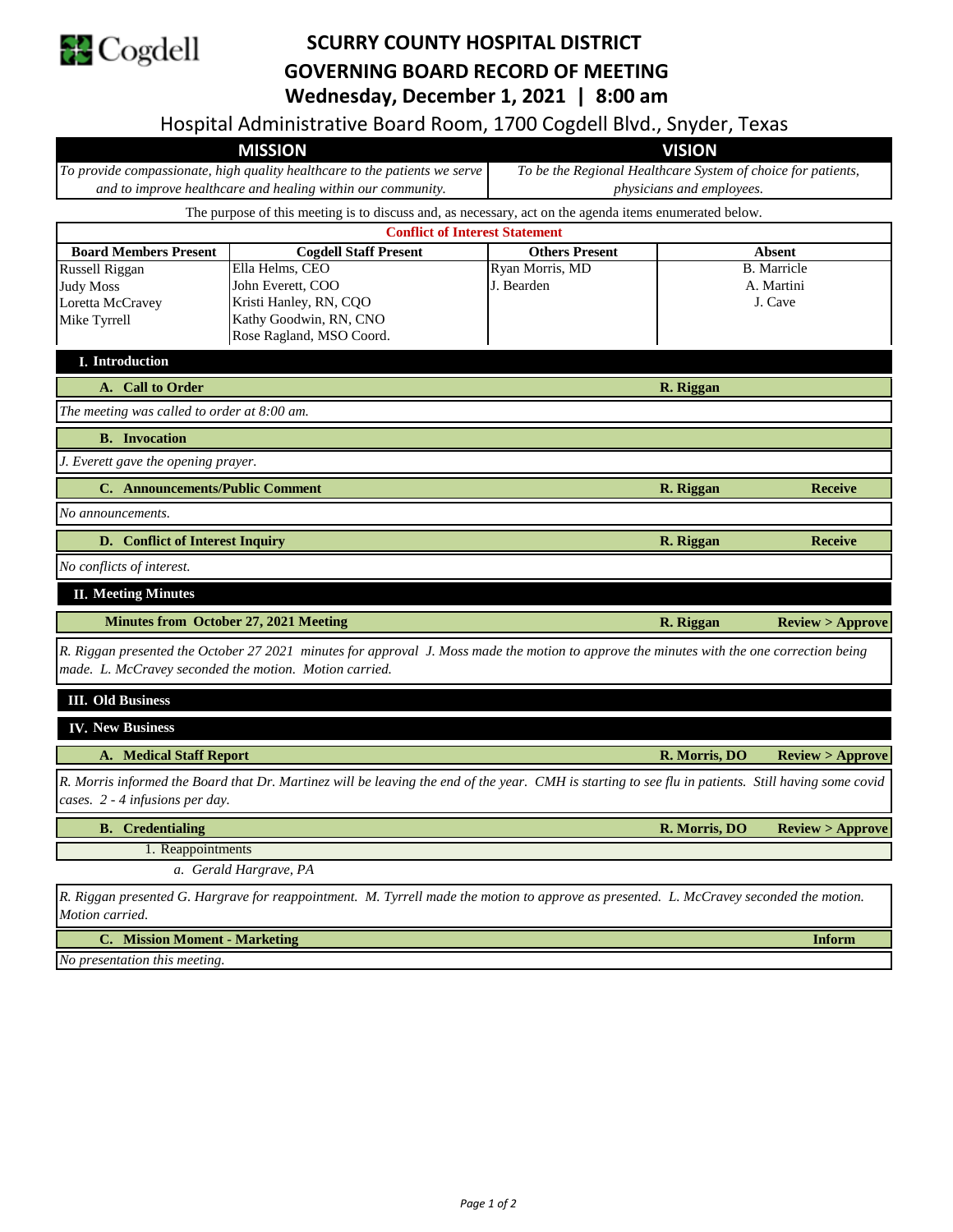Cogdell

# SCURRY COUNTY HOSPITAL DISTRICT
# GOVERNING BOARD RECORD OF MEETING
## Wednesday, December 1, 2021 | 8:00 am

Hospital Administrative Board Room, 1700 Cogdell Blvd., Snyder, Texas

| MISSION | VISION |
|---|---|
| *To provide compassionate, high quality healthcare to the patients we serve and to improve healthcare and healing within our community.* | *To be the Regional Healthcare System of choice for patients, physicians and employees.* |

The purpose of this meeting is to discuss and, as necessary, act on the agenda items enumerated below.

**Conflict of Interest Statement**

| Board Members Present | Cogdell Staff Present | Others Present | Absent |
|---|---|---|---|
| Russell Riggan | Ella Helms, CEO | Ryan Morris, MD | B. Marricle |
| Judy Moss | John Everett, COO | J. Bearden | A. Martini |
| Loretta McCravey | Kristi Hanley, RN, CQO | | J. Cave |
| Mike Tyrrell | Kathy Goodwin, RN, CNO | | |
| | Rose Ragland, MSO Coord. | | |

## I. Introduction

**A. Call to Order** — R. Riggan

*The meeting was called to order at 8:00 am.*

**B. Invocation**

*J. Everett gave the opening prayer.*

**C. Announcements/Public Comment** — R. Riggan — Receive

*No announcements.*

**D. Conflict of Interest Inquiry** — R. Riggan — Receive

*No conflicts of interest.*

## II. Meeting Minutes

**Minutes from October 27, 2021 Meeting** — R. Riggan — Review > Approve

*R. Riggan presented the October 27 2021 minutes for approval J. Moss made the motion to approve the minutes with the one correction being made. L. McCravey seconded the motion. Motion carried.*

## III. Old Business

## IV. New Business

**A. Medical Staff Report** — R. Morris, DO — Review > Approve

*R. Morris informed the Board that Dr. Martinez will be leaving the end of the year. CMH is starting to see flu in patients. Still having some covid cases. 2 - 4 infusions per day.*

**B. Credentialing** — R. Morris, DO — Review > Approve

1. Reappointments
   *a. Gerald Hargrave, PA*

*R. Riggan presented G. Hargrave for reappointment. M. Tyrrell made the motion to approve as presented. L. McCravey seconded the motion. Motion carried.*

**C. Mission Moment - Marketing** — Inform

*No presentation this meeting.*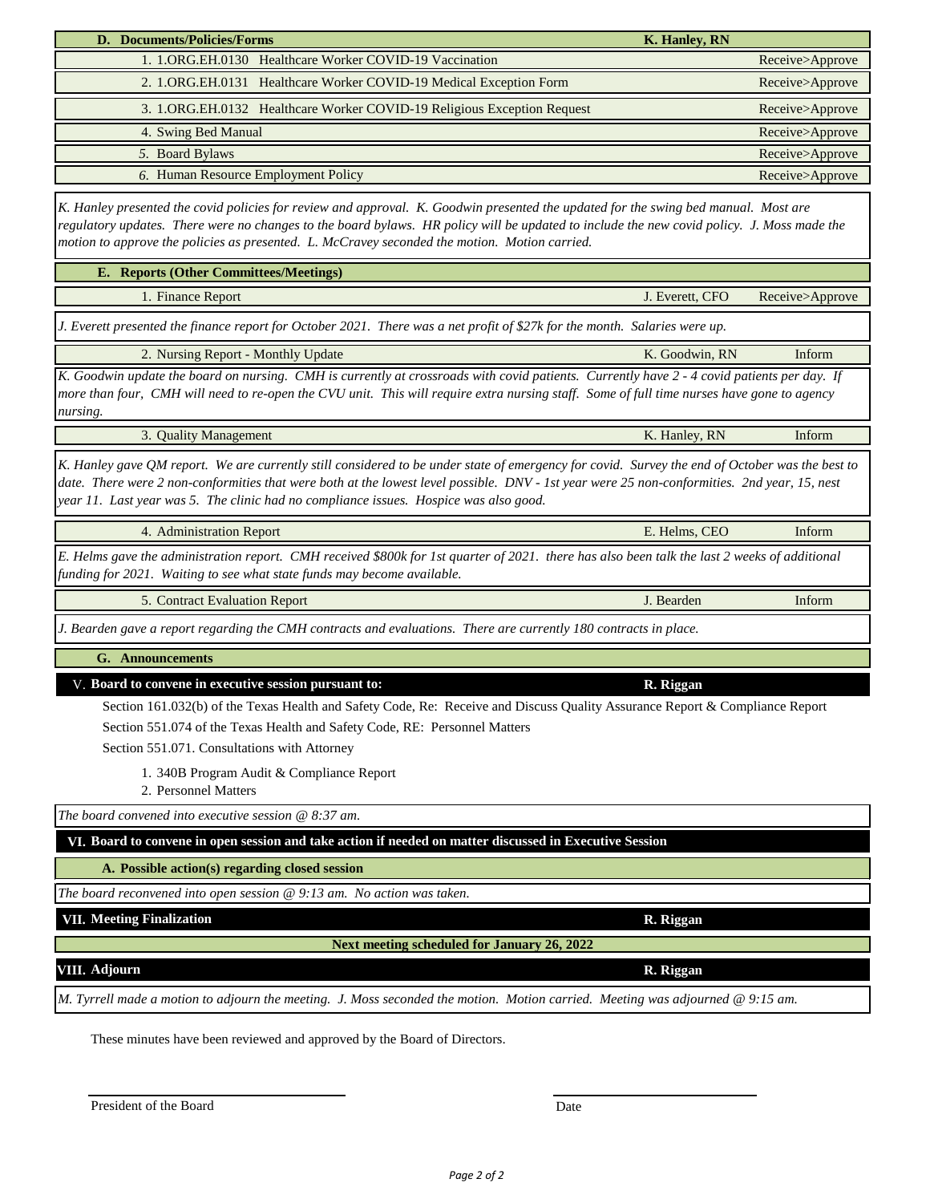| D. Documents/Policies/Forms | K. Hanley, RN | |
|---|---|---|
| 1. 1.ORG.EH.0130 Healthcare Worker COVID-19 Vaccination | | Receive>Approve |
| 2. 1.ORG.EH.0131 Healthcare Worker COVID-19 Medical Exception Form | | Receive>Approve |
| 3. 1.ORG.EH.0132 Healthcare Worker COVID-19 Religious Exception Request | | Receive>Approve |
| 4. Swing Bed Manual | | Receive>Approve |
| 5. Board Bylaws | | Receive>Approve |
| 6. Human Resource Employment Policy | | Receive>Approve |

*K. Hanley presented the covid policies for review and approval. K. Goodwin presented the updated for the swing bed manual. Most are regulatory updates. There were no changes to the board bylaws. HR policy will be updated to include the new covid policy. J. Moss made the motion to approve the policies as presented. L. McCravey seconded the motion. Motion carried.*

**E. Reports (Other Committees/Meetings)**

| | | |
|---|---|---|
| 1. Finance Report | J. Everett, CFO | Receive>Approve |

*J. Everett presented the finance report for October 2021. There was a net profit of $27k for the month. Salaries were up.*

| | | |
|---|---|---|
| 2. Nursing Report - Monthly Update | K. Goodwin, RN | Inform |

*K. Goodwin update the board on nursing. CMH is currently at crossroads with covid patients. Currently have 2 - 4 covid patients per day. If more than four, CMH will need to re-open the CVU unit. This will require extra nursing staff. Some of full time nurses have gone to agency nursing.*

| | | |
|---|---|---|
| 3. Quality Management | K. Hanley, RN | Inform |

*K. Hanley gave QM report. We are currently still considered to be under state of emergency for covid. Survey the end of October was the best to date. There were 2 non-conformities that were both at the lowest level possible. DNV - 1st year were 25 non-conformities. 2nd year, 15, nest year 11. Last year was 5. The clinic had no compliance issues. Hospice was also good.*

| | | |
|---|---|---|
| 4. Administration Report | E. Helms, CEO | Inform |

*E. Helms gave the administration report. CMH received $800k for 1st quarter of 2021. there has also been talk the last 2 weeks of additional funding for 2021. Waiting to see what state funds may become available.*

| | | |
|---|---|---|
| 5. Contract Evaluation Report | J. Bearden | Inform |

*J. Bearden gave a report regarding the CMH contracts and evaluations. There are currently 180 contracts in place.*

**G. Announcements**

## V. Board to convene in executive session pursuant to: — R. Riggan

Section 161.032(b) of the Texas Health and Safety Code, Re: Receive and Discuss Quality Assurance Report & Compliance Report

Section 551.074 of the Texas Health and Safety Code, RE: Personnel Matters

Section 551.071. Consultations with Attorney

1. 340B Program Audit & Compliance Report
2. Personnel Matters

*The board convened into executive session @ 8:37 am.*

## VI. Board to convene in open session and take action if needed on matter discussed in Executive Session

**A. Possible action(s) regarding closed session**

*The board reconvened into open session @ 9:13 am. No action was taken.*

## VII. Meeting Finalization — R. Riggan

**Next meeting scheduled for January 26, 2022**

## VIII. Adjourn — R. Riggan

*M. Tyrrell made a motion to adjourn the meeting. J. Moss seconded the motion. Motion carried. Meeting was adjourned @ 9:15 am.*

These minutes have been reviewed and approved by the Board of Directors.

President of the Board ____________________ Date ____________________